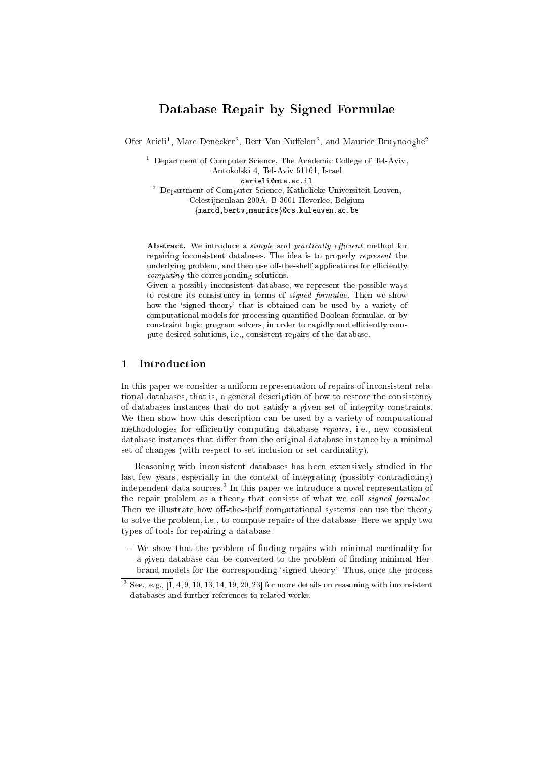# Database Repair by Signed Formulae

Ofer Arieli[1], Marc Denecker[2], Bert Van Nuffelen[2], and Maurice Bruynooghe[2]

[1] Department of Computer Science, The Academic College of Tel-Aviv, Antokolski 4, Tel-Aviv 61161, Israel
oarieli@mta.ac.il

[2] Department of Computer Science, Katholieke Universiteit Leuven, Celestijnenlaan 200A, B-3001 Heverlee, Belgium
{marcd,bertv,maurice}@cs.kuleuven.ac.be

**Abstract.** We introduce a *simple* and *practically efficient* method for repairing inconsistent databases. The idea is to properly *represent* the underlying problem, and then use off-the-shelf applications for efficiently *computing* the corresponding solutions.
Given a possibly inconsistent database, we represent the possible ways to restore its consistency in terms of *signed formulae*. Then we show how the 'signed theory' that is obtained can be used by a variety of computational models for processing quantified Boolean formulae, or by constraint logic program solvers, in order to rapidly and efficiently compute desired solutions, i.e., consistent repairs of the database.

## 1 Introduction

In this paper we consider a uniform representation of repairs of inconsistent relational databases, that is, a general description of how to restore the consistency of databases instances that do not satisfy a given set of integrity constraints. We then show how this description can be used by a variety of computational methodologies for efficiently computing database *repairs*, i.e., new consistent database instances that differ from the original database instance by a minimal set of changes (with respect to set inclusion or set cardinality).

Reasoning with inconsistent databases has been extensively studied in the last few years, especially in the context of integrating (possibly contradicting) independent data-sources.[3] In this paper we introduce a novel representation of the repair problem as a theory that consists of what we call *signed formulae*. Then we illustrate how off-the-shelf computational systems can use the theory to solve the problem, i.e., to compute repairs of the database. Here we apply two types of tools for repairing a database:

– We show that the problem of finding repairs with minimal cardinality for a given database can be converted to the problem of finding minimal Herbrand models for the corresponding 'signed theory'. Thus, once the process

[3] See., e.g., [1, 4, 9, 10, 13, 14, 19, 20, 23] for more details on reasoning with inconsistent databases and further references to related works.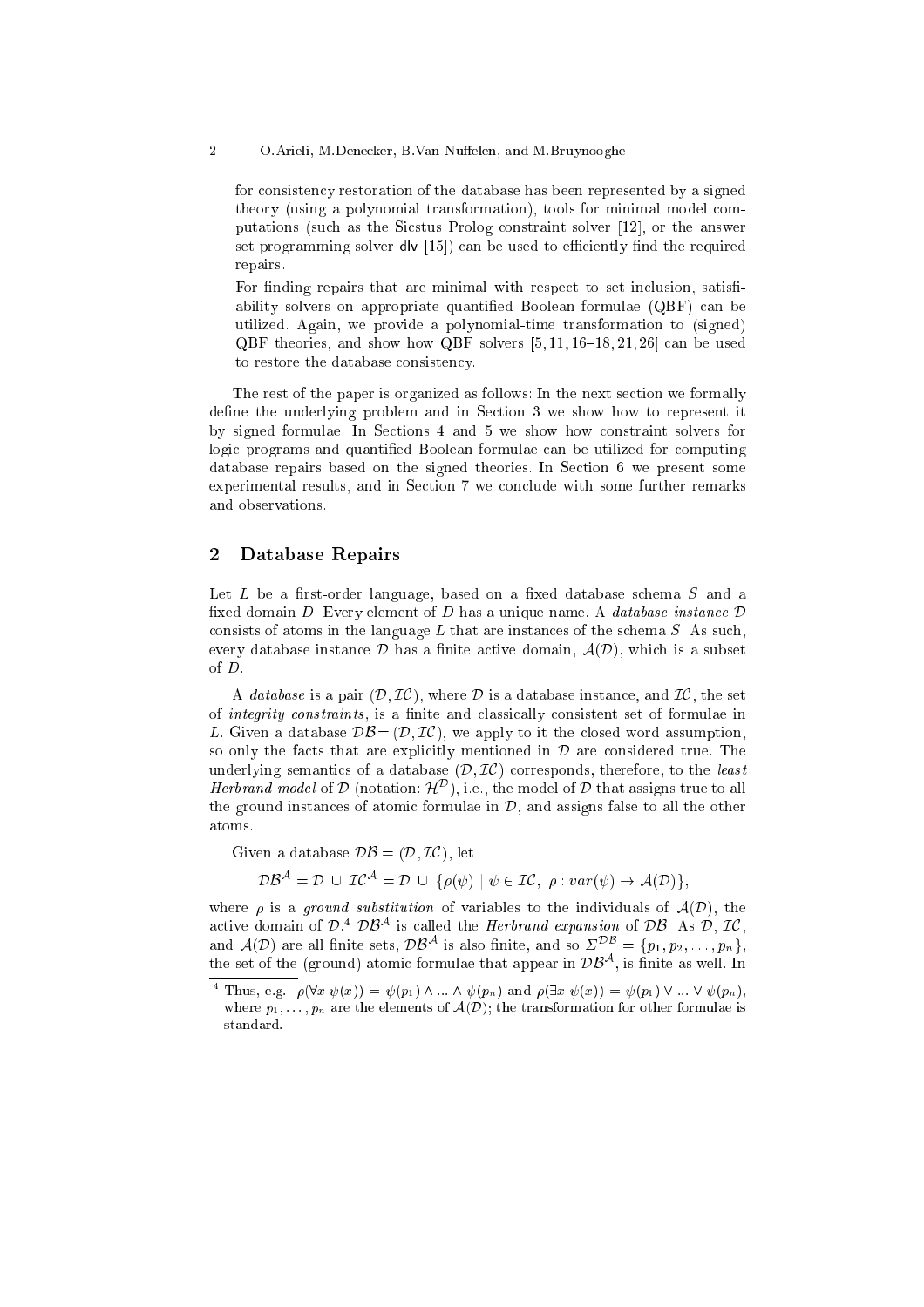for consistency restoration of the database has been represented by a signed theory (using a polynomial transformation), tools for minimal model computations (such as the Sicstus Prolog constraint solver [12], or the answer set programming solver dlv [15]) can be used to efficiently find the required repairs.

- For finding repairs that are minimal with respect to set inclusion, satisfiability solvers on appropriate quantified Boolean formulae (QBF) can be utilized. Again, we provide a polynomial-time transformation to (signed) QBF theories, and show how QBF solvers [5, 11, 16–18, 21, 26] can be used to restore the database consistency.

The rest of the paper is organized as follows: In the next section we formally define the underlying problem and in Section 3 we show how to represent it by signed formulae. In Sections 4 and 5 we show how constraint solvers for logic programs and quantified Boolean formulae can be utilized for computing database repairs based on the signed theories. In Section 6 we present some experimental results, and in Section 7 we conclude with some further remarks and observations.

## 2 Database Repairs

Let $L$ be a first-order language, based on a fixed database schema $S$ and a fixed domain $D$. Every element of $D$ has a unique name. A *database instance* $\mathcal{D}$ consists of atoms in the language $L$ that are instances of the schema $S$. As such, every database instance $\mathcal{D}$ has a finite active domain, $\mathcal{A}(\mathcal{D})$, which is a subset of $D$.

A *database* is a pair $(\mathcal{D}, \mathcal{IC})$, where $\mathcal{D}$ is a database instance, and $\mathcal{IC}$, the set of *integrity constraints*, is a finite and classically consistent set of formulae in $L$. Given a database $\mathcal{DB}=(\mathcal{D}, \mathcal{IC})$, we apply to it the closed word assumption, so only the facts that are explicitly mentioned in $\mathcal{D}$ are considered true. The underlying semantics of a database $(\mathcal{D}, \mathcal{IC})$ corresponds, therefore, to the *least Herbrand model* of $\mathcal{D}$ (notation: $\mathcal{H}^{\mathcal{D}}$), i.e., the model of $\mathcal{D}$ that assigns true to all the ground instances of atomic formulae in $\mathcal{D}$, and assigns false to all the other atoms.

Given a database $\mathcal{DB} = (\mathcal{D}, \mathcal{IC})$, let

$$\mathcal{DB}^{\mathcal{A}} = \mathcal{D} \,\cup\, \mathcal{IC}^{\mathcal{A}} = \mathcal{D} \,\cup\, \{\rho(\psi) \mid \psi \in \mathcal{IC},\ \rho : var(\psi) \rightarrow \mathcal{A}(\mathcal{D})\},$$

where $\rho$ is a *ground substitution* of variables to the individuals of $\mathcal{A}(\mathcal{D})$, the active domain of $\mathcal{D}$.[4] $\mathcal{DB}^{\mathcal{A}}$ is called the *Herbrand expansion* of $\mathcal{DB}$. As $\mathcal{D}$, $\mathcal{IC}$, and $\mathcal{A}(\mathcal{D})$ are all finite sets, $\mathcal{DB}^{\mathcal{A}}$ is also finite, and so $\Sigma^{\mathcal{DB}} = \{p_1, p_2, \ldots, p_n\}$, the set of the (ground) atomic formulae that appear in $\mathcal{DB}^{\mathcal{A}}$, is finite as well. In

[4] Thus, e.g., $\rho(\forall x\ \psi(x)) = \psi(p_1) \wedge \ldots \wedge \psi(p_n)$ and $\rho(\exists x\ \psi(x)) = \psi(p_1) \vee \ldots \vee \psi(p_n)$, where $p_1, \ldots, p_n$ are the elements of $\mathcal{A}(\mathcal{D})$; the transformation for other formulae is standard.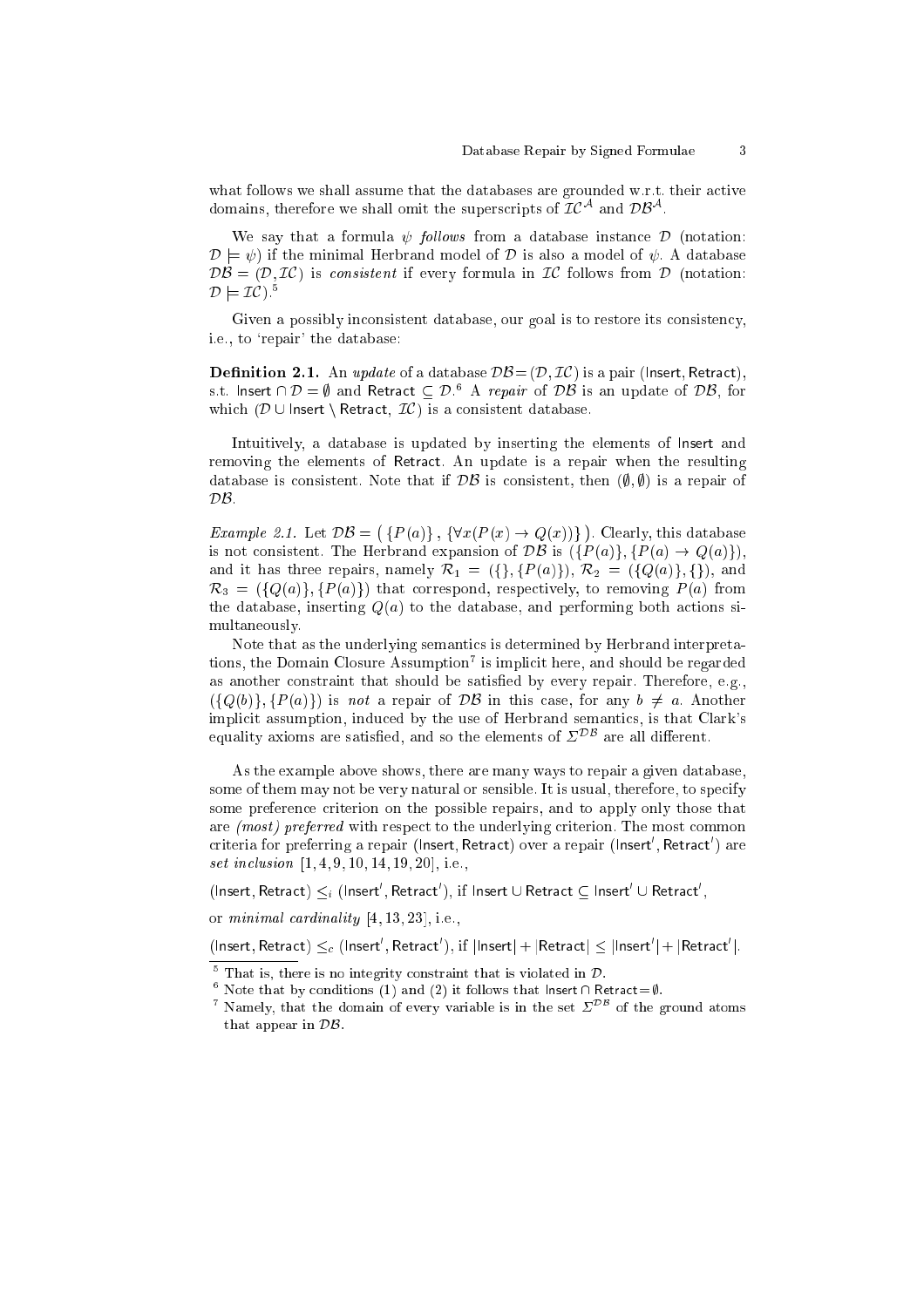what follows we shall assume that the databases are grounded w.r.t. their active domains, therefore we shall omit the superscripts of $\mathcal{IC}^{\mathcal{A}}$ and $\mathcal{DB}^{\mathcal{A}}$.

We say that a formula $\psi$ *follows* from a database instance $\mathcal{D}$ (notation: $\mathcal{D} \models \psi$) if the minimal Herbrand model of $\mathcal{D}$ is also a model of $\psi$. A database $\mathcal{DB} = (\mathcal{D}, \mathcal{IC})$ is *consistent* if every formula in $\mathcal{IC}$ follows from $\mathcal{D}$ (notation: $\mathcal{D} \models \mathcal{IC}$).[5]

Given a possibly inconsistent database, our goal is to restore its consistency, i.e., to 'repair' the database:

**Definition 2.1.** An *update* of a database $\mathcal{DB} = (\mathcal{D}, \mathcal{IC})$ is a pair $(\mathsf{Insert}, \mathsf{Retract})$, s.t. $\mathsf{Insert} \cap \mathcal{D} = \emptyset$ and $\mathsf{Retract} \subseteq \mathcal{D}$.[6] A *repair* of $\mathcal{DB}$ is an update of $\mathcal{DB}$, for which $(\mathcal{D} \cup \mathsf{Insert} \setminus \mathsf{Retract},\ \mathcal{IC})$ is a consistent database.

Intuitively, a database is updated by inserting the elements of $\mathsf{Insert}$ and removing the elements of $\mathsf{Retract}$. An update is a repair when the resulting database is consistent. Note that if $\mathcal{DB}$ is consistent, then $(\emptyset, \emptyset)$ is a repair of $\mathcal{DB}$.

*Example 2.1.* Let $\mathcal{DB} = \big(\, \{P(a)\}\, ,\, \{\forall x (P(x) \rightarrow Q(x))\}\, \big)$. Clearly, this database is not consistent. The Herbrand expansion of $\mathcal{DB}$ is $(\{P(a)\}, \{P(a) \rightarrow Q(a)\})$, and it has three repairs, namely $\mathcal{R}_1 = (\{\}, \{P(a)\})$, $\mathcal{R}_2 = (\{Q(a)\}, \{\})$, and $\mathcal{R}_3 = (\{Q(a)\}, \{P(a)\})$ that correspond, respectively, to removing $P(a)$ from the database, inserting $Q(a)$ to the database, and performing both actions simultaneously.

Note that as the underlying semantics is determined by Herbrand interpretations, the Domain Closure Assumption[7] is implicit here, and should be regarded as another constraint that should be satisfied by every repair. Therefore, e.g., $(\{Q(b)\}, \{P(a)\})$ is *not* a repair of $\mathcal{DB}$ in this case, for any $b \neq a$. Another implicit assumption, induced by the use of Herbrand semantics, is that Clark's equality axioms are satisfied, and so the elements of $\Sigma^{\mathcal{DB}}$ are all different.

As the example above shows, there are many ways to repair a given database, some of them may not be very natural or sensible. It is usual, therefore, to specify some preference criterion on the possible repairs, and to apply only those that are *(most) preferred* with respect to the underlying criterion. The most common criteria for preferring a repair $(\mathsf{Insert}, \mathsf{Retract})$ over a repair $(\mathsf{Insert}', \mathsf{Retract}')$ are *set inclusion* [1, 4, 9, 10, 14, 19, 20], i.e.,

$(\mathsf{Insert}, \mathsf{Retract}) \leq_i (\mathsf{Insert}', \mathsf{Retract}')$, if $\mathsf{Insert} \cup \mathsf{Retract} \subseteq \mathsf{Insert}' \cup \mathsf{Retract}'$,

or *minimal cardinality* [4, 13, 23], i.e.,

$(\mathsf{Insert}, \mathsf{Retract}) \leq_c (\mathsf{Insert}', \mathsf{Retract}')$, if $|\mathsf{Insert}| + |\mathsf{Retract}| \leq |\mathsf{Insert}'| + |\mathsf{Retract}'|$.

---

[5] That is, there is no integrity constraint that is violated in $\mathcal{D}$.

[6] Note that by conditions (1) and (2) it follows that $\mathsf{Insert} \cap \mathsf{Retract} = \emptyset$.

[7] Namely, that the domain of every variable is in the set $\Sigma^{\mathcal{DB}}$ of the ground atoms that appear in $\mathcal{DB}$.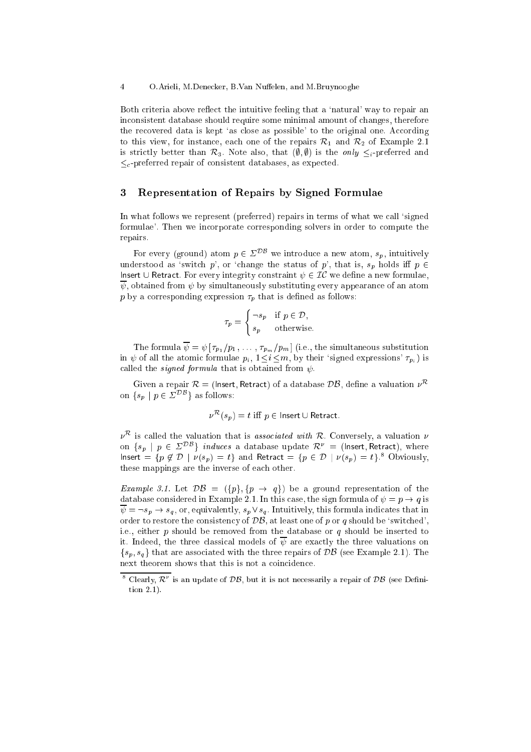Both criteria above reflect the intuitive feeling that a 'natural' way to repair an inconsistent database should require some minimal amount of changes, therefore the recovered data is kept 'as close as possible' to the original one. According to this view, for instance, each one of the repairs $\mathcal{R}_1$ and $\mathcal{R}_2$ of Example 2.1 is strictly better than $\mathcal{R}_3$. Note also, that $(\emptyset, \emptyset)$ is the *only* $\leq_i$-preferred and $\leq_c$-preferred repair of consistent databases, as expected.

## 3 Representation of Repairs by Signed Formulae

In what follows we represent (preferred) repairs in terms of what we call 'signed formulae'. Then we incorporate corresponding solvers in order to compute the repairs.

For every (ground) atom $p \in \Sigma^{\mathcal{DB}}$ we introduce a new atom, $s_p$, intuitively understood as 'switch $p$', or 'change the status of $p$', that is, $s_p$ holds iff $p \in \mathsf{Insert} \cup \mathsf{Retract}$. For every integrity constraint $\psi \in \mathcal{IC}$ we define a new formulae, $\overline{\psi}$, obtained from $\psi$ by simultaneously substituting every appearance of an atom $p$ by a corresponding expression $\tau_p$ that is defined as follows:

$$\tau_p = \begin{cases} \neg s_p & \text{if } p \in \mathcal{D}, \\ s_p & \text{otherwise.} \end{cases}$$

The formula $\overline{\psi} = \psi[\tau_{p_1}/p_1, \ldots, \tau_{p_m}/p_m]$ (i.e., the simultaneous substitution in $\psi$ of all the atomic formulae $p_i$, $1 \leq i \leq m$, by their 'signed expressions' $\tau_{p_i}$) is called the *signed formula* that is obtained from $\psi$.

Given a repair $\mathcal{R} = (\mathsf{Insert}, \mathsf{Retract})$ of a database $\mathcal{DB}$, define a valuation $\nu^{\mathcal{R}}$ on $\{s_p \mid p \in \Sigma^{\mathcal{DB}}\}$ as follows:

$$\nu^{\mathcal{R}}(s_p) = t \text{ iff } p \in \mathsf{Insert} \cup \mathsf{Retract}.$$

$\nu^{\mathcal{R}}$ is called the valuation that is *associated with* $\mathcal{R}$. Conversely, a valuation $\nu$ on $\{s_p \mid p \in \Sigma^{\mathcal{DB}}\}$ *induces* a database update $\mathcal{R}^{\nu} = (\mathsf{Insert}, \mathsf{Retract})$, where $\mathsf{Insert} = \{p \notin \mathcal{D} \mid \nu(s_p) = t\}$ and $\mathsf{Retract} = \{p \in \mathcal{D} \mid \nu(s_p) = t\}$.[8] Obviously, these mappings are the inverse of each other.

*Example 3.1.* Let $\mathcal{DB} = (\{p\}, \{p \to q\})$ be a ground representation of the database considered in Example 2.1. In this case, the sign formula of $\psi = p \to q$ is $\overline{\psi} = \neg s_p \to s_q$, or, equivalently, $s_p \vee s_q$. Intuitively, this formula indicates that in order to restore the consistency of $\mathcal{DB}$, at least one of $p$ or $q$ should be 'switched', i.e., either $p$ should be removed from the database or $q$ should be inserted to it. Indeed, the three classical models of $\overline{\psi}$ are exactly the three valuations on $\{s_p, s_q\}$ that are associated with the three repairs of $\mathcal{DB}$ (see Example 2.1). The next theorem shows that this is not a coincidence.

[8] Clearly, $\mathcal{R}^{\nu}$ is an update of $\mathcal{DB}$, but it is not necessarily a repair of $\mathcal{DB}$ (see Definition 2.1).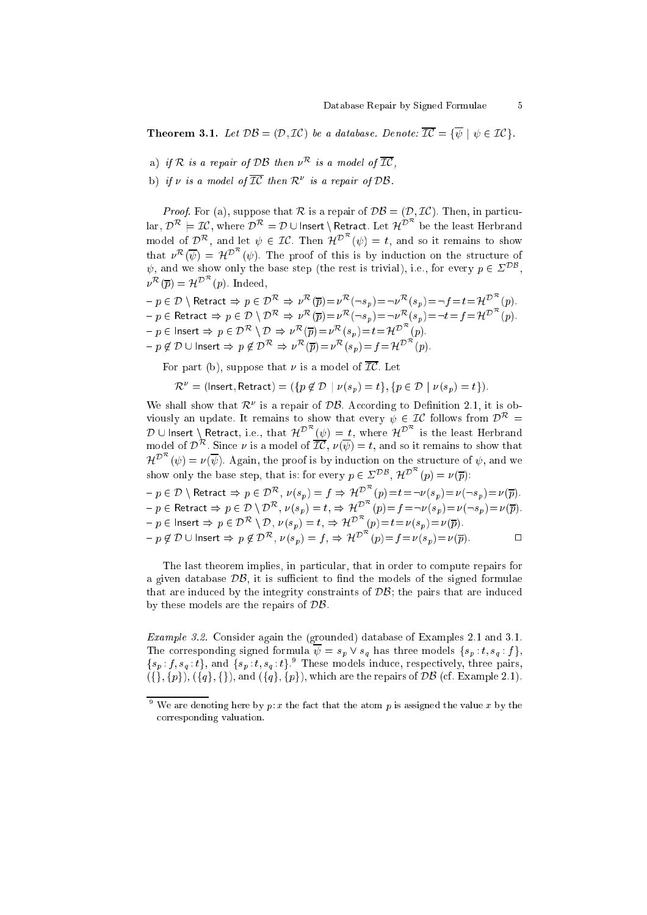**Theorem 3.1.** *Let $\mathcal{DB} = (\mathcal{D}, \mathcal{IC})$ be a database. Denote: $\overline{\mathcal{IC}} = \{\overline{\psi} \mid \psi \in \mathcal{IC}\}$.*

a) *if $\mathcal{R}$ is a repair of $\mathcal{DB}$ then $\nu^{\mathcal{R}}$ is a model of $\overline{\mathcal{IC}}$,*

b) *if $\nu$ is a model of $\overline{\mathcal{IC}}$ then $\mathcal{R}^{\nu}$ is a repair of $\mathcal{DB}$.*

*Proof.* For (a), suppose that $\mathcal{R}$ is a repair of $\mathcal{DB} = (\mathcal{D}, \mathcal{IC})$. Then, in particular, $\mathcal{D}^{\mathcal{R}} \models \mathcal{IC}$, where $\mathcal{D}^{\mathcal{R}} = \mathcal{D} \cup \mathsf{Insert} \setminus \mathsf{Retract}$. Let $\mathcal{H}^{\mathcal{D}^{\mathcal{R}}}$ be the least Herbrand model of $\mathcal{D}^{\mathcal{R}}$, and let $\psi \in \mathcal{IC}$. Then $\mathcal{H}^{\mathcal{D}^{\mathcal{R}}}(\psi) = t$, and so it remains to show that $\nu^{\mathcal{R}}(\overline{\psi}) = \mathcal{H}^{\mathcal{D}^{\mathcal{R}}}(\psi)$. The proof of this is by induction on the structure of $\psi$, and we show only the base step (the rest is trivial), i.e., for every $p \in \Sigma^{\mathcal{DB}}$, $\nu^{\mathcal{R}}(\overline{p}) = \mathcal{H}^{\mathcal{D}^{\mathcal{R}}}(p)$. Indeed,

– $p \in \mathcal{D} \setminus \mathsf{Retract} \Rightarrow p \in \mathcal{D}^{\mathcal{R}} \Rightarrow \nu^{\mathcal{R}}(\overline{p}) = \nu^{\mathcal{R}}(\neg s_p) = \neg\nu^{\mathcal{R}}(s_p) = \neg f = t = \mathcal{H}^{\mathcal{D}^{\mathcal{R}}}(p)$.
– $p \in \mathsf{Retract} \Rightarrow p \in \mathcal{D} \setminus \mathcal{D}^{\mathcal{R}} \Rightarrow \nu^{\mathcal{R}}(\overline{p}) = \nu^{\mathcal{R}}(\neg s_p) = \neg\nu^{\mathcal{R}}(s_p) = \neg t = f = \mathcal{H}^{\mathcal{D}^{\mathcal{R}}}(p)$.
– $p \in \mathsf{Insert} \Rightarrow p \in \mathcal{D}^{\mathcal{R}} \setminus \mathcal{D} \Rightarrow \nu^{\mathcal{R}}(\overline{p}) = \nu^{\mathcal{R}}(s_p) = t = \mathcal{H}^{\mathcal{D}^{\mathcal{R}}}(p)$.
– $p \notin \mathcal{D} \cup \mathsf{Insert} \Rightarrow p \notin \mathcal{D}^{\mathcal{R}} \Rightarrow \nu^{\mathcal{R}}(\overline{p}) = \nu^{\mathcal{R}}(s_p) = f = \mathcal{H}^{\mathcal{D}^{\mathcal{R}}}(p)$.

For part (b), suppose that $\nu$ is a model of $\overline{\mathcal{IC}}$. Let

$$\mathcal{R}^{\nu} = (\mathsf{Insert}, \mathsf{Retract}) = (\{p \notin \mathcal{D} \mid \nu(s_p) = t\}, \{p \in \mathcal{D} \mid \nu(s_p) = t\}).$$

We shall show that $\mathcal{R}^{\nu}$ is a repair of $\mathcal{DB}$. According to Definition 2.1, it is obviously an update. It remains to show that every $\psi \in \mathcal{IC}$ follows from $\mathcal{D}^{\mathcal{R}} = \mathcal{D} \cup \mathsf{Insert} \setminus \mathsf{Retract}$, i.e., that $\mathcal{H}^{\mathcal{D}^{\mathcal{R}}}(\psi) = t$, where $\mathcal{H}^{\mathcal{D}^{\mathcal{R}}}$ is the least Herbrand model of $\mathcal{D}^{\mathcal{R}}$. Since $\nu$ is a model of $\overline{\mathcal{IC}}$, $\nu(\overline{\psi}) = t$, and so it remains to show that $\mathcal{H}^{\mathcal{D}^{\mathcal{R}}}(\psi) = \nu(\overline{\psi})$. Again, the proof is by induction on the structure of $\psi$, and we show only the base step, that is: for every $p \in \Sigma^{\mathcal{DB}}$, $\mathcal{H}^{\mathcal{D}^{\mathcal{R}}}(p) = \nu(\overline{p})$:

– $p \in \mathcal{D} \setminus \mathsf{Retract} \Rightarrow p \in \mathcal{D}^{\mathcal{R}}$, $\nu(s_p) = f \Rightarrow \mathcal{H}^{\mathcal{D}^{\mathcal{R}}}(p) = t = \neg\nu(s_p) = \nu(\neg s_p) = \nu(\overline{p})$.
– $p \in \mathsf{Retract} \Rightarrow p \in \mathcal{D} \setminus \mathcal{D}^{\mathcal{R}}$, $\nu(s_p) = t$, $\Rightarrow \mathcal{H}^{\mathcal{D}^{\mathcal{R}}}(p) = f = \neg\nu(s_p) = \nu(\neg s_p) = \nu(\overline{p})$.
– $p \in \mathsf{Insert} \Rightarrow p \in \mathcal{D}^{\mathcal{R}} \setminus \mathcal{D}$, $\nu(s_p) = t$, $\Rightarrow \mathcal{H}^{\mathcal{D}^{\mathcal{R}}}(p) = t = \nu(s_p) = \nu(\overline{p})$.
– $p \notin \mathcal{D} \cup \mathsf{Insert} \Rightarrow p \notin \mathcal{D}^{\mathcal{R}}$, $\nu(s_p) = f$, $\Rightarrow \mathcal{H}^{\mathcal{D}^{\mathcal{R}}}(p) = f = \nu(s_p) = \nu(\overline{p})$. $\square$

The last theorem implies, in particular, that in order to compute repairs for a given database $\mathcal{DB}$, it is sufficient to find the models of the signed formulae that are induced by the integrity constraints of $\mathcal{DB}$; the pairs that are induced by these models are the repairs of $\mathcal{DB}$.

*Example 3.2.* Consider again the (grounded) database of Examples 2.1 and 3.1. The corresponding signed formula $\overline{\psi} = s_p \vee s_q$ has three models $\{s_p : t, s_q : f\}$, $\{s_p : f, s_q : t\}$, and $\{s_p : t, s_q : t\}$.[9] These models induce, respectively, three pairs, $(\{\}, \{p\})$, $(\{q\}, \{\})$, and $(\{q\}, \{p\})$, which are the repairs of $\mathcal{DB}$ (cf. Example 2.1).

[9] We are denoting here by $p : x$ the fact that the atom $p$ is assigned the value $x$ by the corresponding valuation.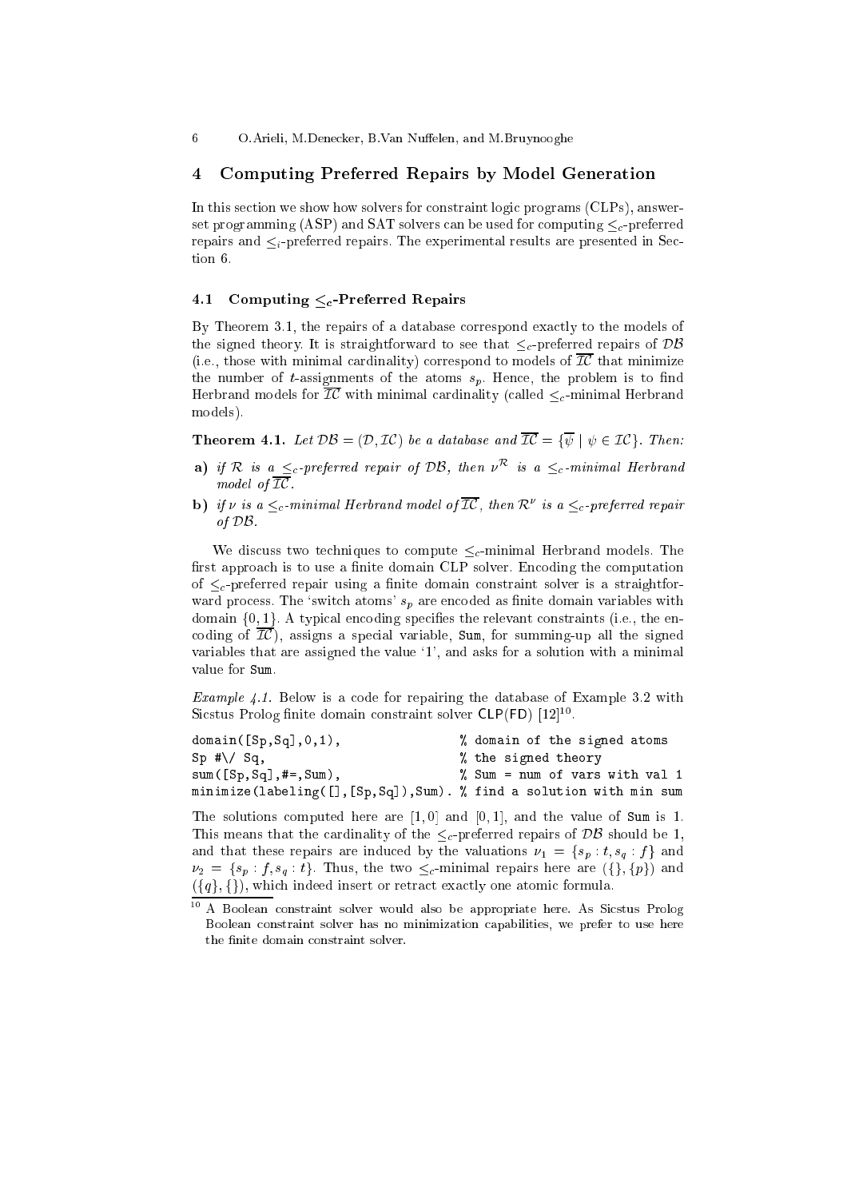## 4 Computing Preferred Repairs by Model Generation

In this section we show how solvers for constraint logic programs (CLPs), answer-set programming (ASP) and SAT solvers can be used for computing $\leq_c$-preferred repairs and $\leq_i$-preferred repairs. The experimental results are presented in Section 6.

### 4.1 Computing $\leq_c$-Preferred Repairs

By Theorem 3.1, the repairs of a database correspond exactly to the models of the signed theory. It is straightforward to see that $\leq_c$-preferred repairs of $\mathcal{DB}$ (i.e., those with minimal cardinality) correspond to models of $\overline{\mathcal{IC}}$ that minimize the number of $t$-assignments of the atoms $s_p$. Hence, the problem is to find Herbrand models for $\overline{\mathcal{IC}}$ with minimal cardinality (called $\leq_c$-minimal Herbrand models).

**Theorem 4.1.** *Let $\mathcal{DB} = (\mathcal{D}, \mathcal{IC})$ be a database and $\overline{\mathcal{IC}} = \{\overline{\psi} \mid \psi \in \mathcal{IC}\}$. Then:*

- **a)** *if $\mathcal{R}$ is a $\leq_c$-preferred repair of $\mathcal{DB}$, then $\nu^{\mathcal{R}}$ is a $\leq_c$-minimal Herbrand model of $\overline{\mathcal{IC}}$.*
- **b)** *if $\nu$ is a $\leq_c$-minimal Herbrand model of $\overline{\mathcal{IC}}$, then $\mathcal{R}^{\nu}$ is a $\leq_c$-preferred repair of $\mathcal{DB}$.*

We discuss two techniques to compute $\leq_c$-minimal Herbrand models. The first approach is to use a finite domain CLP solver. Encoding the computation of $\leq_c$-preferred repair using a finite domain constraint solver is a straightforward process. The 'switch atoms' $s_p$ are encoded as finite domain variables with domain $\{0, 1\}$. A typical encoding specifies the relevant constraints (i.e., the encoding of $\overline{\mathcal{IC}}$), assigns a special variable, Sum, for summing-up all the signed variables that are assigned the value '1', and asks for a solution with a minimal value for Sum.

*Example 4.1.* Below is a code for repairing the database of Example 3.2 with Sicstus Prolog finite domain constraint solver CLP(FD) [12][10].

```
domain([Sp,Sq],0,1),                    % domain of the signed atoms
Sp #\/ Sq,                              % the signed theory
sum([Sp,Sq],#=,Sum),                    % Sum = num of vars with val 1
minimize(labeling([],[Sp,Sq]),Sum). % find a solution with min sum
```

The solutions computed here are $[1, 0]$ and $[0, 1]$, and the value of Sum is 1. This means that the cardinality of the $\leq_c$-preferred repairs of $\mathcal{DB}$ should be 1, and that these repairs are induced by the valuations $\nu_1 = \{s_p : t, s_q : f\}$ and $\nu_2 = \{s_p : f, s_q : t\}$. Thus, the two $\leq_c$-minimal repairs here are $(\{\}, \{p\})$ and $(\{q\}, \{\})$, which indeed insert or retract exactly one atomic formula.

[10] A Boolean constraint solver would also be appropriate here. As Sicstus Prolog Boolean constraint solver has no minimization capabilities, we prefer to use here the finite domain constraint solver.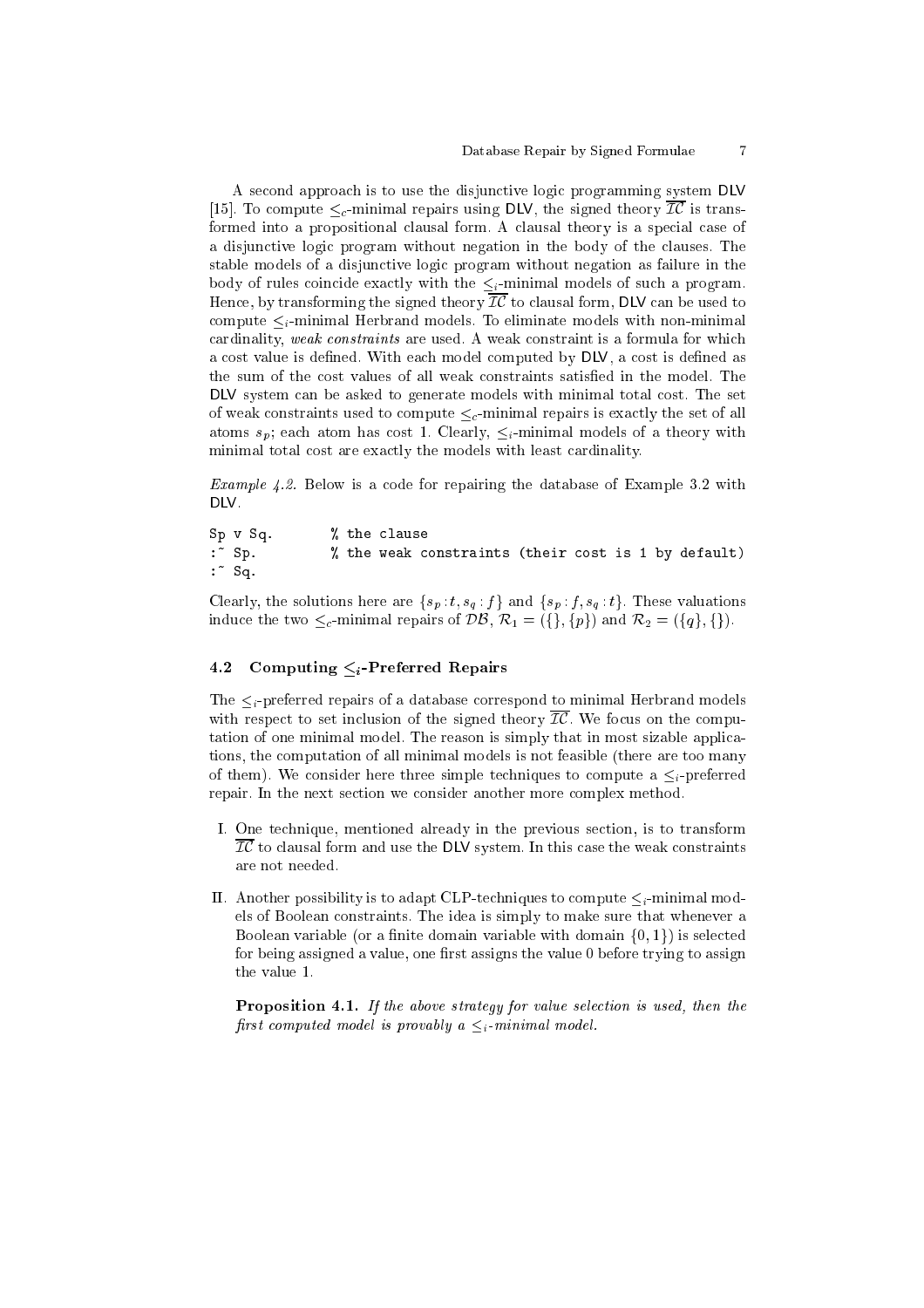A second approach is to use the disjunctive logic programming system DLV [15]. To compute $\leq_c$-minimal repairs using DLV, the signed theory $\overline{\mathcal{IC}}$ is transformed into a propositional clausal form. A clausal theory is a special case of a disjunctive logic program without negation in the body of the clauses. The stable models of a disjunctive logic program without negation as failure in the body of rules coincide exactly with the $\leq_i$-minimal models of such a program. Hence, by transforming the signed theory $\overline{\mathcal{IC}}$ to clausal form, DLV can be used to compute $\leq_i$-minimal Herbrand models. To eliminate models with non-minimal cardinality, *weak constraints* are used. A weak constraint is a formula for which a cost value is defined. With each model computed by DLV, a cost is defined as the sum of the cost values of all weak constraints satisfied in the model. The DLV system can be asked to generate models with minimal total cost. The set of weak constraints used to compute $\leq_c$-minimal repairs is exactly the set of all atoms $s_p$; each atom has cost 1. Clearly, $\leq_i$-minimal models of a theory with minimal total cost are exactly the models with least cardinality.

*Example 4.2.* Below is a code for repairing the database of Example 3.2 with DLV.

```
Sp v Sq.        % the clause
:~ Sp.          % the weak constraints (their cost is 1 by default)
:~ Sq.
```

Clearly, the solutions here are $\{s_p : t, s_q : f\}$ and $\{s_p : f, s_q : t\}$. These valuations induce the two $\leq_c$-minimal repairs of $\mathcal{DB}$, $\mathcal{R}_1 = (\{\}, \{p\})$ and $\mathcal{R}_2 = (\{q\}, \{\})$.

### 4.2 Computing $\leq_i$-Preferred Repairs

The $\leq_i$-preferred repairs of a database correspond to minimal Herbrand models with respect to set inclusion of the signed theory $\overline{\mathcal{IC}}$. We focus on the computation of one minimal model. The reason is simply that in most sizable applications, the computation of all minimal models is not feasible (there are too many of them). We consider here three simple techniques to compute a $\leq_i$-preferred repair. In the next section we consider another more complex method.

I. One technique, mentioned already in the previous section, is to transform $\overline{\mathcal{IC}}$ to clausal form and use the DLV system. In this case the weak constraints are not needed.

II. Another possibility is to adapt CLP-techniques to compute $\leq_i$-minimal models of Boolean constraints. The idea is simply to make sure that whenever a Boolean variable (or a finite domain variable with domain $\{0, 1\}$) is selected for being assigned a value, one first assigns the value 0 before trying to assign the value 1.

**Proposition 4.1.** *If the above strategy for value selection is used, then the first computed model is provably a $\leq_i$-minimal model.*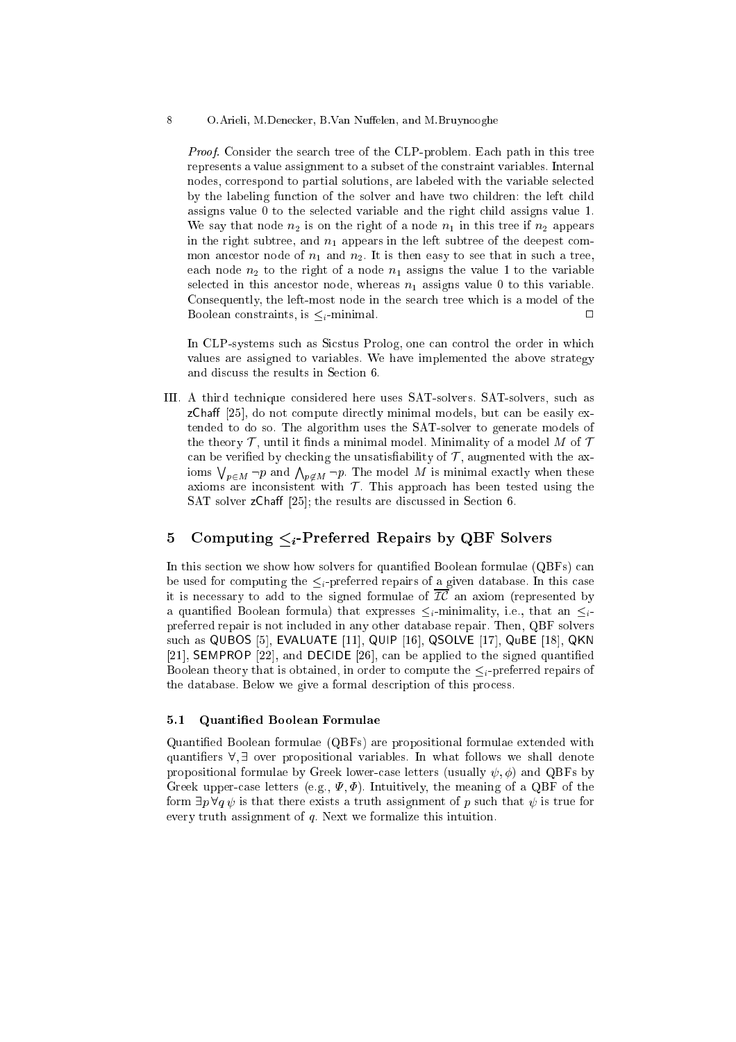*Proof.* Consider the search tree of the CLP-problem. Each path in this tree represents a value assignment to a subset of the constraint variables. Internal nodes, correspond to partial solutions, are labeled with the variable selected by the labeling function of the solver and have two children: the left child assigns value 0 to the selected variable and the right child assigns value 1. We say that node $n_2$ is on the right of a node $n_1$ in this tree if $n_2$ appears in the right subtree, and $n_1$ appears in the left subtree of the deepest common ancestor node of $n_1$ and $n_2$. It is then easy to see that in such a tree, each node $n_2$ to the right of a node $n_1$ assigns the value 1 to the variable selected in this ancestor node, whereas $n_1$ assigns value 0 to this variable. Consequently, the left-most node in the search tree which is a model of the Boolean constraints, is $\leq_i$-minimal. □

In CLP-systems such as Sicstus Prolog, one can control the order in which values are assigned to variables. We have implemented the above strategy and discuss the results in Section 6.

III. A third technique considered here uses SAT-solvers. SAT-solvers, such as zChaff [25], do not compute directly minimal models, but can be easily extended to do so. The algorithm uses the SAT-solver to generate models of the theory $\mathcal{T}$, until it finds a minimal model. Minimality of a model $M$ of $\mathcal{T}$ can be verified by checking the unsatisfiability of $\mathcal{T}$, augmented with the axioms $\bigvee_{p \in M} \neg p$ and $\bigwedge_{p \notin M} \neg p$. The model $M$ is minimal exactly when these axioms are inconsistent with $\mathcal{T}$. This approach has been tested using the SAT solver zChaff [25]; the results are discussed in Section 6.

## 5 Computing $\leq_i$-Preferred Repairs by QBF Solvers

In this section we show how solvers for quantified Boolean formulae (QBFs) can be used for computing the $\leq_i$-preferred repairs of a given database. In this case it is necessary to add to the signed formulae of $\overline{\mathcal{IC}}$ an axiom (represented by a quantified Boolean formula) that expresses $\leq_i$-minimality, i.e., that an $\leq_i$-preferred repair is not included in any other database repair. Then, QBF solvers such as QUBOS [5], EVALUATE [11], QUIP [16], QSOLVE [17], QuBE [18], QKN [21], SEMPROP [22], and DECIDE [26], can be applied to the signed quantified Boolean theory that is obtained, in order to compute the $\leq_i$-preferred repairs of the database. Below we give a formal description of this process.

### 5.1 Quantified Boolean Formulae

Quantified Boolean formulae (QBFs) are propositional formulae extended with quantifiers $\forall, \exists$ over propositional variables. In what follows we shall denote propositional formulae by Greek lower-case letters (usually $\psi, \phi$) and QBFs by Greek upper-case letters (e.g., $\Psi, \Phi$). Intuitively, the meaning of a QBF of the form $\exists p \forall q \, \psi$ is that there exists a truth assignment of $p$ such that $\psi$ is true for every truth assignment of $q$. Next we formalize this intuition.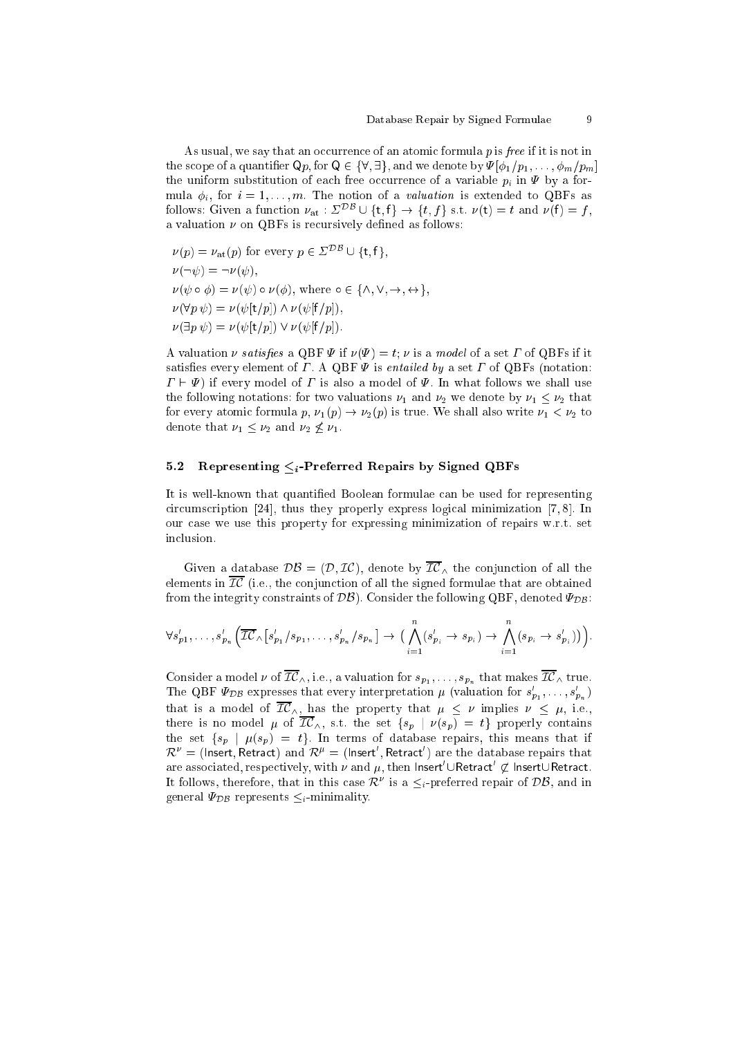As usual, we say that an occurrence of an atomic formula $p$ is *free* if it is not in the scope of a quantifier $\mathsf{Q}p$, for $\mathsf{Q} \in \{\forall, \exists\}$, and we denote by $\Psi[\phi_1/p_1, \ldots, \phi_m/p_m]$ the uniform substitution of each free occurrence of a variable $p_i$ in $\Psi$ by a formula $\phi_i$, for $i = 1, \ldots, m$. The notion of a *valuation* is extended to QBFs as follows: Given a function $\nu_{\text{at}} : \Sigma^{\mathcal{DB}} \cup \{\mathsf{t}, \mathsf{f}\} \to \{t, f\}$ s.t. $\nu(\mathsf{t}) = t$ and $\nu(\mathsf{f}) = f$, a valuation $\nu$ on QBFs is recursively defined as follows:

$\nu(p) = \nu_{\text{at}}(p)$ for every $p \in \Sigma^{\mathcal{DB}} \cup \{\mathsf{t}, \mathsf{f}\}$,
$\nu(\neg\psi) = \neg\nu(\psi)$,
$\nu(\psi \circ \phi) = \nu(\psi) \circ \nu(\phi)$, where $\circ \in \{\wedge, \vee, \to, \leftrightarrow\}$,
$\nu(\forall p\, \psi) = \nu(\psi[\mathsf{t}/p]) \wedge \nu(\psi[\mathsf{f}/p])$,
$\nu(\exists p\, \psi) = \nu(\psi[\mathsf{t}/p]) \vee \nu(\psi[\mathsf{f}/p])$.

A valuation $\nu$ *satisfies* a QBF $\Psi$ if $\nu(\Psi) = t$; $\nu$ is a *model* of a set $\Gamma$ of QBFs if it satisfies every element of $\Gamma$. A QBF $\Psi$ is *entailed by* a set $\Gamma$ of QBFs (notation: $\Gamma \vdash \Psi$) if every model of $\Gamma$ is also a model of $\Psi$. In what follows we shall use the following notations: for two valuations $\nu_1$ and $\nu_2$ we denote by $\nu_1 \leq \nu_2$ that for every atomic formula $p$, $\nu_1(p) \to \nu_2(p)$ is true. We shall also write $\nu_1 < \nu_2$ to denote that $\nu_1 \leq \nu_2$ and $\nu_2 \not\leq \nu_1$.

### 5.2 Representing $\leq_i$-Preferred Repairs by Signed QBFs

It is well-known that quantified Boolean formulae can be used for representing circumscription [24], thus they properly express logical minimization [7, 8]. In our case we use this property for expressing minimization of repairs w.r.t. set inclusion.

Given a database $\mathcal{DB} = (\mathcal{D}, \mathcal{IC})$, denote by $\overline{\mathcal{IC}}_\wedge$ the conjunction of all the elements in $\overline{\mathcal{IC}}$ (i.e., the conjunction of all the signed formulae that are obtained from the integrity constraints of $\mathcal{DB}$). Consider the following QBF, denoted $\Psi_{\mathcal{DB}}$:

$$\forall s'_{p1}, \ldots, s'_{p_n} \Big( \overline{\mathcal{IC}}_\wedge\big[s'_{p_1}/s_{p_1}, \ldots, s'_{p_n}/s_{p_n}\big] \to \big( \bigwedge_{i=1}^{n} (s'_{p_i} \to s_{p_i}) \to \bigwedge_{i=1}^{n} (s_{p_i} \to s'_{p_i})\big) \Big).$$

Consider a model $\nu$ of $\overline{\mathcal{IC}}_\wedge$, i.e., a valuation for $s_{p_1}, \ldots, s_{p_n}$ that makes $\overline{\mathcal{IC}}_\wedge$ true. The QBF $\Psi_{\mathcal{DB}}$ expresses that every interpretation $\mu$ (valuation for $s'_{p_1}, \ldots, s'_{p_n}$) that is a model of $\overline{\mathcal{IC}}_\wedge$, has the property that $\mu \leq \nu$ implies $\nu \leq \mu$, i.e., there is no model $\mu$ of $\overline{\mathcal{IC}}_\wedge$, s.t. the set $\{s_p \mid \nu(s_p) = t\}$ properly contains the set $\{s_p \mid \mu(s_p) = t\}$. In terms of database repairs, this means that if $\mathcal{R}^\nu = (\mathsf{Insert}, \mathsf{Retract})$ and $\mathcal{R}^\mu = (\mathsf{Insert}', \mathsf{Retract}')$ are the database repairs that are associated, respectively, with $\nu$ and $\mu$, then $\mathsf{Insert}' \cup \mathsf{Retract}' \not\subset \mathsf{Insert} \cup \mathsf{Retract}$. It follows, therefore, that in this case $\mathcal{R}^\nu$ is a $\leq_i$-preferred repair of $\mathcal{DB}$, and in general $\Psi_{\mathcal{DB}}$ represents $\leq_i$-minimality.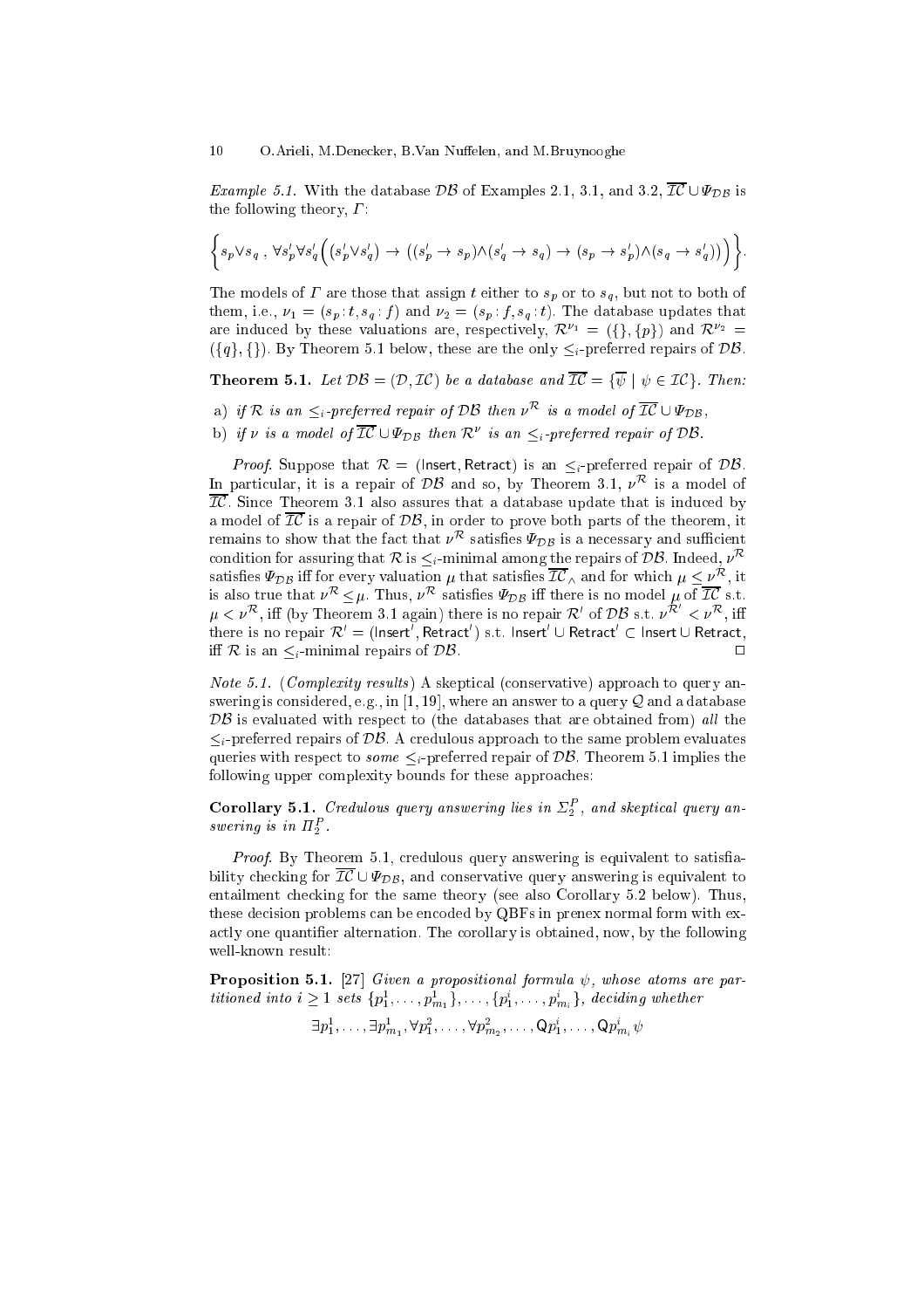*Example 5.1.* With the database $\mathcal{DB}$ of Examples 2.1, 3.1, and 3.2, $\overline{\mathcal{IC}} \cup \Psi_{\mathcal{DB}}$ is the following theory, $\Gamma$:

$$\left\{ s_p \vee s_q \;,\; \forall s'_p \forall s'_q \Big( (s'_p \vee s'_q) \rightarrow \big( (s'_p \rightarrow s_p) \wedge (s'_q \rightarrow s_q) \rightarrow (s_p \rightarrow s'_p) \wedge (s_q \rightarrow s'_q) \big) \Big) \right\}.$$

The models of $\Gamma$ are those that assign $t$ either to $s_p$ or to $s_q$, but not to both of them, i.e., $\nu_1 = (s_p : t, s_q : f)$ and $\nu_2 = (s_p : f, s_q : t)$. The database updates that are induced by these valuations are, respectively, $\mathcal{R}^{\nu_1} = (\{\}, \{p\})$ and $\mathcal{R}^{\nu_2} = (\{q\}, \{\})$. By Theorem 5.1 below, these are the only $\leq_i$-preferred repairs of $\mathcal{DB}$.

**Theorem 5.1.** *Let $\mathcal{DB} = (\mathcal{D}, \mathcal{IC})$ be a database and $\overline{\mathcal{IC}} = \{\overline{\psi} \mid \psi \in \mathcal{IC}\}$. Then:*

a) *if $\mathcal{R}$ is an $\leq_i$-preferred repair of $\mathcal{DB}$ then $\nu^{\mathcal{R}}$ is a model of $\overline{\mathcal{IC}} \cup \Psi_{\mathcal{DB}}$,*

b) *if $\nu$ is a model of $\overline{\mathcal{IC}} \cup \Psi_{\mathcal{DB}}$ then $\mathcal{R}^{\nu}$ is an $\leq_i$-preferred repair of $\mathcal{DB}$.*

*Proof.* Suppose that $\mathcal{R} = (\mathsf{Insert}, \mathsf{Retract})$ is an $\leq_i$-preferred repair of $\mathcal{DB}$. In particular, it is a repair of $\mathcal{DB}$ and so, by Theorem 3.1, $\nu^{\mathcal{R}}$ is a model of $\overline{\mathcal{IC}}$. Since Theorem 3.1 also assures that a database update that is induced by a model of $\overline{\mathcal{IC}}$ is a repair of $\mathcal{DB}$, in order to prove both parts of the theorem, it remains to show that the fact that $\nu^{\mathcal{R}}$ satisfies $\Psi_{\mathcal{DB}}$ is a necessary and sufficient condition for assuring that $\mathcal{R}$ is $\leq_i$-minimal among the repairs of $\mathcal{DB}$. Indeed, $\nu^{\mathcal{R}}$ satisfies $\Psi_{\mathcal{DB}}$ iff for every valuation $\mu$ that satisfies $\overline{\mathcal{IC}}_{\wedge}$ and for which $\mu \leq \nu^{\mathcal{R}}$, it is also true that $\nu^{\mathcal{R}} \leq \mu$. Thus, $\nu^{\mathcal{R}}$ satisfies $\Psi_{\mathcal{DB}}$ iff there is no model $\mu$ of $\overline{\mathcal{IC}}$ s.t. $\mu < \nu^{\mathcal{R}}$, iff (by Theorem 3.1 again) there is no repair $\mathcal{R}'$ of $\mathcal{DB}$ s.t. $\nu^{\mathcal{R}'} < \nu^{\mathcal{R}}$, iff there is no repair $\mathcal{R}' = (\mathsf{Insert}', \mathsf{Retract}')$ s.t. $\mathsf{Insert}' \cup \mathsf{Retract}' \subset \mathsf{Insert} \cup \mathsf{Retract}$, iff $\mathcal{R}$ is an $\leq_i$-minimal repairs of $\mathcal{DB}$. $\square$

*Note 5.1.* (*Complexity results*) A skeptical (conservative) approach to query answering is considered, e.g., in [1, 19], where an answer to a query $\mathcal{Q}$ and a database $\mathcal{DB}$ is evaluated with respect to (the databases that are obtained from) *all* the $\leq_i$-preferred repairs of $\mathcal{DB}$. A credulous approach to the same problem evaluates queries with respect to *some* $\leq_i$-preferred repair of $\mathcal{DB}$. Theorem 5.1 implies the following upper complexity bounds for these approaches:

**Corollary 5.1.** *Credulous query answering lies in $\Sigma_2^P$, and skeptical query answering is in $\Pi_2^P$.*

*Proof.* By Theorem 5.1, credulous query answering is equivalent to satisfiability checking for $\overline{\mathcal{IC}} \cup \Psi_{\mathcal{DB}}$, and conservative query answering is equivalent to entailment checking for the same theory (see also Corollary 5.2 below). Thus, these decision problems can be encoded by QBFs in prenex normal form with exactly one quantifier alternation. The corollary is obtained, now, by the following well-known result:

**Proposition 5.1.** [27] *Given a propositional formula $\psi$, whose atoms are partitioned into $i \geq 1$ sets $\{p^1_1, \ldots, p^1_{m_1}\}, \ldots, \{p^i_1, \ldots, p^i_{m_i}\}$, deciding whether*

$$\exists p^1_1, \ldots, \exists p^1_{m_1}, \forall p^2_1, \ldots, \forall p^2_{m_2}, \ldots, \mathsf{Q} p^i_1, \ldots, \mathsf{Q} p^i_{m_i}\, \psi$$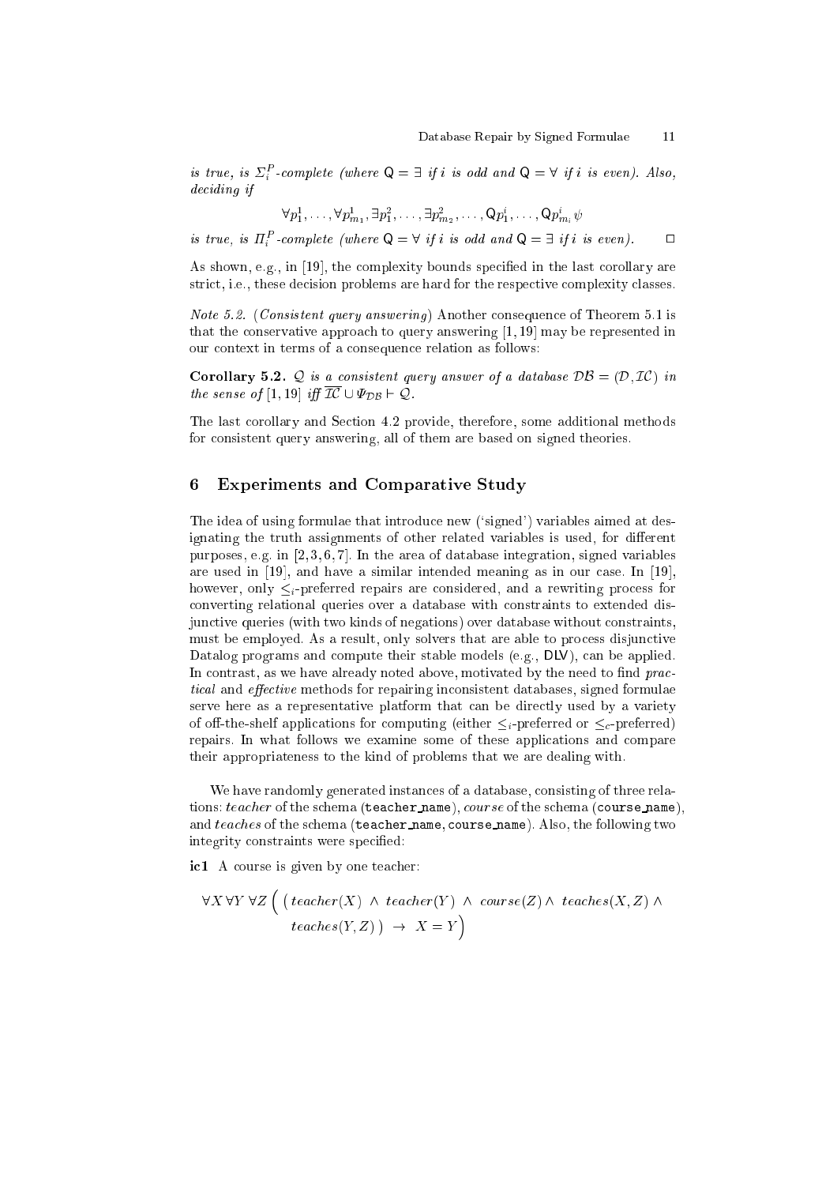*is true, is $\Sigma_i^P$-complete (where $\mathsf{Q} = \exists$ if $i$ is odd and $\mathsf{Q} = \forall$ if $i$ is even). Also, deciding if*

$$\forall p_1^1, \ldots, \forall p_{m_1}^1, \exists p_1^2, \ldots, \exists p_{m_2}^2, \ldots, \mathsf{Q} p_1^i, \ldots, \mathsf{Q} p_{m_i}^i \, \psi$$

*is true, is $\Pi_i^P$-complete (where $\mathsf{Q} = \forall$ if $i$ is odd and $\mathsf{Q} = \exists$ if $i$ is even).* □

As shown, e.g., in [19], the complexity bounds specified in the last corollary are strict, i.e., these decision problems are hard for the respective complexity classes.

*Note 5.2. (Consistent query answering)* Another consequence of Theorem 5.1 is that the conservative approach to query answering [1, 19] may be represented in our context in terms of a consequence relation as follows:

**Corollary 5.2.** *$\mathcal{Q}$ is a consistent query answer of a database $\mathcal{DB} = (\mathcal{D}, \mathcal{IC})$ in the sense of [1, 19] iff $\overline{\mathcal{IC}} \cup \Psi_{\mathcal{DB}} \vdash \mathcal{Q}$.*

The last corollary and Section 4.2 provide, therefore, some additional methods for consistent query answering, all of them are based on signed theories.

## 6 Experiments and Comparative Study

The idea of using formulae that introduce new ('signed') variables aimed at designating the truth assignments of other related variables is used, for different purposes, e.g. in [2, 3, 6, 7]. In the area of database integration, signed variables are used in [19], and have a similar intended meaning as in our case. In [19], however, only $\leq_i$-preferred repairs are considered, and a rewriting process for converting relational queries over a database with constraints to extended disjunctive queries (with two kinds of negations) over database without constraints, must be employed. As a result, only solvers that are able to process disjunctive Datalog programs and compute their stable models (e.g., DLV), can be applied. In contrast, as we have already noted above, motivated by the need to find *practical* and *effective* methods for repairing inconsistent databases, signed formulae serve here as a representative platform that can be directly used by a variety of off-the-shelf applications for computing (either $\leq_i$-preferred or $\leq_c$-preferred) repairs. In what follows we examine some of these applications and compare their appropriateness to the kind of problems that we are dealing with.

We have randomly generated instances of a database, consisting of three relations: *teacher* of the schema (`teacher_name`), *course* of the schema (`course_name`), and *teaches* of the schema (`teacher_name, course_name`). Also, the following two integrity constraints were specified:

**ic1** A course is given by one teacher:

$$\forall X \, \forall Y \, \forall Z \, \Big( \big( teacher(X) \, \wedge \, teacher(Y) \, \wedge \, course(Z) \wedge \, teaches(X, Z) \, \wedge \, teaches(Y, Z) \big) \, \rightarrow \, X = Y \Big)$$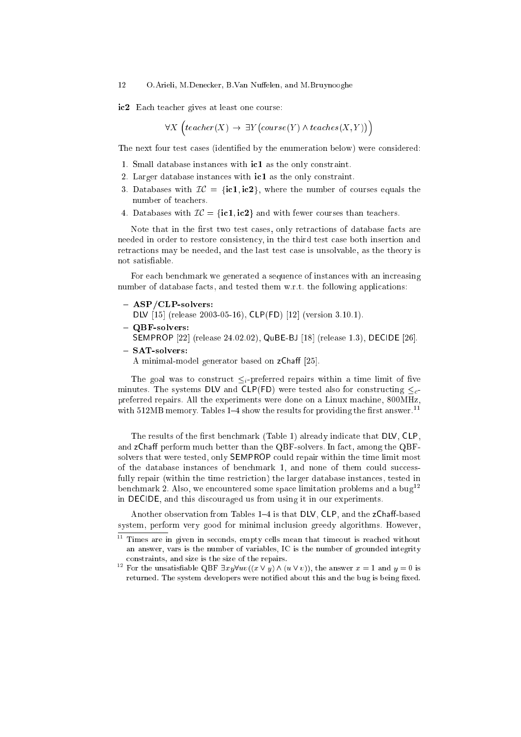**ic2** Each teacher gives at least one course:

$$\forall X \left( teacher(X) \rightarrow \exists Y \big( course(Y) \wedge teaches(X,Y) \big) \right)$$

The next four test cases (identified by the enumeration below) were considered:

1. Small database instances with **ic1** as the only constraint.
2. Larger database instances with **ic1** as the only constraint.
3. Databases with $\mathcal{IC} = \{\mathbf{ic1}, \mathbf{ic2}\}$, where the number of courses equals the number of teachers.
4. Databases with $\mathcal{IC} = \{\mathbf{ic1}, \mathbf{ic2}\}$ and with fewer courses than teachers.

Note that in the first two test cases, only retractions of database facts are needed in order to restore consistency, in the third test case both insertion and retractions may be needed, and the last test case is unsolvable, as the theory is not satisfiable.

For each benchmark we generated a sequence of instances with an increasing number of database facts, and tested them w.r.t. the following applications:

- **ASP/CLP-solvers:**
  DLV [15] (release 2003-05-16), CLP(FD) [12] (version 3.10.1).
- **QBF-solvers:**
  SEMPROP [22] (release 24.02.02), QuBE-BJ [18] (release 1.3), DECIDE [26].
- **SAT-solvers:**
  A minimal-model generator based on zChaff [25].

The goal was to construct $\leq_i$-preferred repairs within a time limit of five minutes. The systems DLV and CLP(FD) were tested also for constructing $\leq_c$-preferred repairs. All the experiments were done on a Linux machine, 800MHz, with 512MB memory. Tables 1–4 show the results for providing the first answer.[11]

The results of the first benchmark (Table 1) already indicate that DLV, CLP, and zChaff perform much better than the QBF-solvers. In fact, among the QBF-solvers that were tested, only SEMPROP could repair within the time limit most of the database instances of benchmark 1, and none of them could successfully repair (within the time restriction) the larger database instances, tested in benchmark 2. Also, we encountered some space limitation problems and a bug[12] in DECIDE, and this discouraged us from using it in our experiments.

Another observation from Tables 1–4 is that DLV, CLP, and the zChaff-based system, perform very good for minimal inclusion greedy algorithms. However,

---

[11] Times are in given in seconds, empty cells mean that timeout is reached without an answer, vars is the number of variables, IC is the number of grounded integrity constraints, and size is the size of the repairs.

[12] For the unsatisfiable QBF $\exists xy \forall uv ((x \vee y) \wedge (u \vee v))$, the answer $x = 1$ and $y = 0$ is returned. The system developers were notified about this and the bug is being fixed.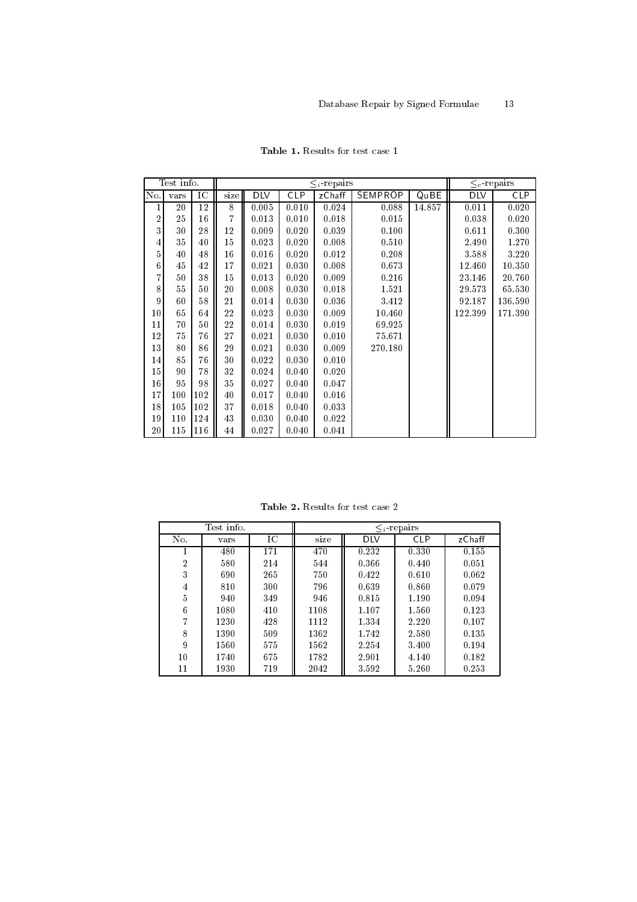**Table 1.** Results for test case 1

| Test info. | | | $\leq_i$-repairs | | | | | | $\leq_c$-repairs | |
|---|---|---|---|---|---|---|---|---|---|---|
| No. | vars | IC | size | DLV | CLP | zChaff | SEMPROP | QuBE | DLV | CLP |
| 1 | 20 | 12 | 8 | 0.005 | 0.010 | 0.024 | 0.088 | 14.857 | 0.011 | 0.020 |
| 2 | 25 | 16 | 7 | 0.013 | 0.010 | 0.018 | 0.015 | | 0.038 | 0.020 |
| 3 | 30 | 28 | 12 | 0.009 | 0.020 | 0.039 | 0.100 | | 0.611 | 0.300 |
| 4 | 35 | 40 | 15 | 0.023 | 0.020 | 0.008 | 0.510 | | 2.490 | 1.270 |
| 5 | 40 | 48 | 16 | 0.016 | 0.020 | 0.012 | 0.208 | | 3.588 | 3.220 |
| 6 | 45 | 42 | 17 | 0.021 | 0.030 | 0.008 | 0.673 | | 12.460 | 10.350 |
| 7 | 50 | 38 | 15 | 0.013 | 0.020 | 0.009 | 0.216 | | 23.146 | 20.760 |
| 8 | 55 | 50 | 20 | 0.008 | 0.030 | 0.018 | 1.521 | | 29.573 | 65.530 |
| 9 | 60 | 58 | 21 | 0.014 | 0.030 | 0.036 | 3.412 | | 92.187 | 136.590 |
| 10 | 65 | 64 | 22 | 0.023 | 0.030 | 0.009 | 10.460 | | 122.399 | 171.390 |
| 11 | 70 | 50 | 22 | 0.014 | 0.030 | 0.019 | 69.925 | | | |
| 12 | 75 | 76 | 27 | 0.021 | 0.030 | 0.010 | 75.671 | | | |
| 13 | 80 | 86 | 29 | 0.021 | 0.030 | 0.009 | 270.180 | | | |
| 14 | 85 | 76 | 30 | 0.022 | 0.030 | 0.010 | | | | |
| 15 | 90 | 78 | 32 | 0.024 | 0.040 | 0.020 | | | | |
| 16 | 95 | 98 | 35 | 0.027 | 0.040 | 0.047 | | | | |
| 17 | 100 | 102 | 40 | 0.017 | 0.040 | 0.016 | | | | |
| 18 | 105 | 102 | 37 | 0.018 | 0.040 | 0.033 | | | | |
| 19 | 110 | 124 | 43 | 0.030 | 0.040 | 0.022 | | | | |
| 20 | 115 | 116 | 44 | 0.027 | 0.040 | 0.041 | | | | |

**Table 2.** Results for test case 2

| Test info. | | | $\leq_i$-repairs | | | |
|---|---|---|---|---|---|---|
| No. | vars | IC | size | DLV | CLP | zChaff |
| 1 | 480 | 171 | 470 | 0.232 | 0.330 | 0.155 |
| 2 | 580 | 214 | 544 | 0.366 | 0.440 | 0.051 |
| 3 | 690 | 265 | 750 | 0.422 | 0.610 | 0.062 |
| 4 | 810 | 300 | 796 | 0.639 | 0.860 | 0.079 |
| 5 | 940 | 349 | 946 | 0.815 | 1.190 | 0.094 |
| 6 | 1080 | 410 | 1108 | 1.107 | 1.560 | 0.123 |
| 7 | 1230 | 428 | 1112 | 1.334 | 2.220 | 0.107 |
| 8 | 1390 | 509 | 1362 | 1.742 | 2.580 | 0.135 |
| 9 | 1560 | 575 | 1562 | 2.254 | 3.400 | 0.194 |
| 10 | 1740 | 675 | 1782 | 2.901 | 4.140 | 0.182 |
| 11 | 1930 | 719 | 2042 | 3.592 | 5.260 | 0.253 |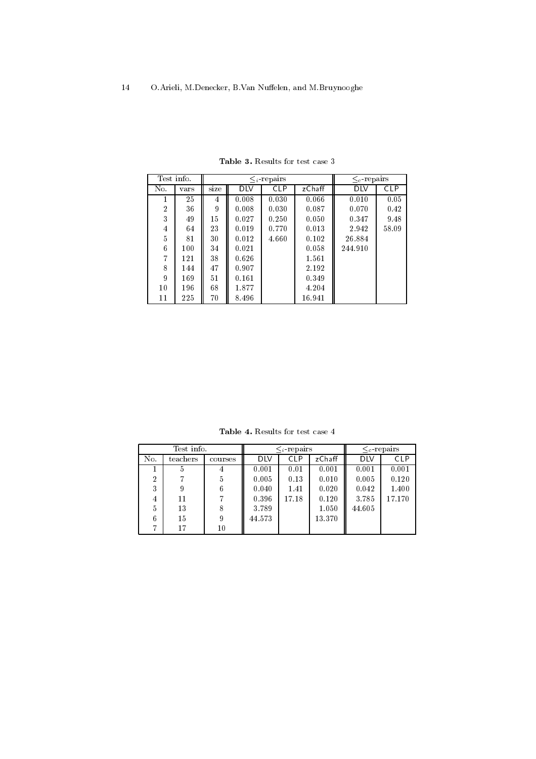**Table 3.** Results for test case 3

| Test info. | | | $\leq_i$-repairs | | | $\leq_c$-repairs | |
|---|---|---|---|---|---|---|---|
| No. | vars | size | DLV | CLP | zChaff | DLV | CLP |
| 1 | 25 | 4 | 0.008 | 0.030 | 0.066 | 0.010 | 0.05 |
| 2 | 36 | 9 | 0.008 | 0.030 | 0.087 | 0.070 | 0.42 |
| 3 | 49 | 15 | 0.027 | 0.250 | 0.050 | 0.347 | 9.48 |
| 4 | 64 | 23 | 0.019 | 0.770 | 0.013 | 2.942 | 58.09 |
| 5 | 81 | 30 | 0.012 | 4.660 | 0.102 | 26.884 | |
| 6 | 100 | 34 | 0.021 | | 0.058 | 244.910 | |
| 7 | 121 | 38 | 0.626 | | 1.561 | | |
| 8 | 144 | 47 | 0.907 | | 2.192 | | |
| 9 | 169 | 51 | 0.161 | | 0.349 | | |
| 10 | 196 | 68 | 1.877 | | 4.204 | | |
| 11 | 225 | 70 | 8.496 | | 16.941 | | |

**Table 4.** Results for test case 4

| Test info. | | | $\leq_i$-repairs | | | $\leq_c$-repairs | |
|---|---|---|---|---|---|---|---|
| No. | teachers | courses | DLV | CLP | zChaff | DLV | CLP |
| 1 | 5 | 4 | 0.001 | 0.01 | 0.001 | 0.001 | 0.001 |
| 2 | 7 | 5 | 0.005 | 0.13 | 0.010 | 0.005 | 0.120 |
| 3 | 9 | 6 | 0.040 | 1.41 | 0.020 | 0.042 | 1.400 |
| 4 | 11 | 7 | 0.396 | 17.18 | 0.120 | 3.785 | 17.170 |
| 5 | 13 | 8 | 3.789 | | 1.050 | 44.605 | |
| 6 | 15 | 9 | 44.573 | | 13.370 | | |
| 7 | 17 | 10 | | | | | |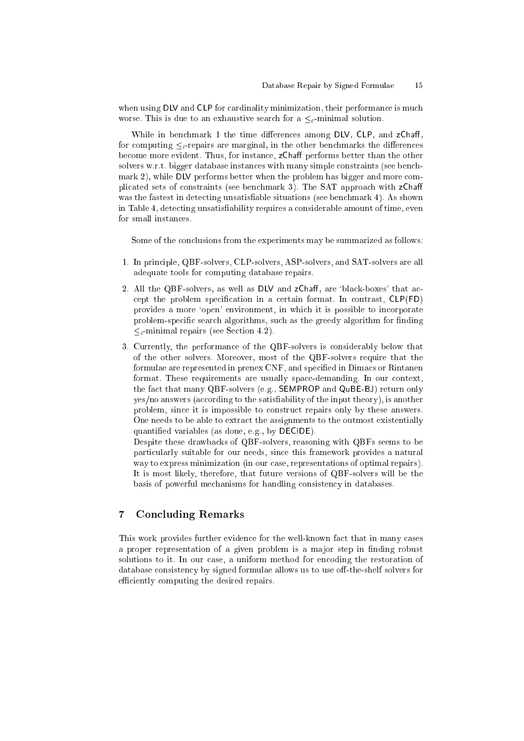when using DLV and CLP for cardinality minimization, their performance is much worse. This is due to an exhaustive search for a $\leq_c$-minimal solution.

While in benchmark 1 the time differences among DLV, CLP, and zChaff, for computing $\leq_i$-repairs are marginal, in the other benchmarks the differences become more evident. Thus, for instance, zChaff performs better than the other solvers w.r.t. bigger database instances with many simple constraints (see benchmark 2), while DLV performs better when the problem has bigger and more complicated sets of constraints (see benchmark 3). The SAT approach with zChaff was the fastest in detecting unsatisfiable situations (see benchmark 4). As shown in Table 4, detecting unsatisfiability requires a considerable amount of time, even for small instances.

Some of the conclusions from the experiments may be summarized as follows:

1. In principle, QBF-solvers, CLP-solvers, ASP-solvers, and SAT-solvers are all adequate tools for computing database repairs.
2. All the QBF-solvers, as well as DLV and zChaff, are 'black-boxes' that accept the problem specification in a certain format. In contrast, CLP(FD) provides a more 'open' environment, in which it is possible to incorporate problem-specific search algorithms, such as the greedy algorithm for finding $\leq_i$-minimal repairs (see Section 4.2).
3. Currently, the performance of the QBF-solvers is considerably below that of the other solvers. Moreover, most of the QBF-solvers require that the formulae are represented in prenex CNF, and specified in Dimacs or Rintanen format. These requirements are usually space-demanding. In our context, the fact that many QBF-solvers (e.g., SEMPROP and QuBE-BJ) return only yes/no answers (according to the satisfiability of the input theory), is another problem, since it is impossible to construct repairs only by these answers. One needs to be able to extract the assignments to the outmost existentially quantified variables (as done, e.g., by DECIDE).
   Despite these drawbacks of QBF-solvers, reasoning with QBFs seems to be particularly suitable for our needs, since this framework provides a natural way to express minimization (in our case, representations of optimal repairs). It is most likely, therefore, that future versions of QBF-solvers will be the basis of powerful mechanisms for handling consistency in databases.

## 7 Concluding Remarks

This work provides further evidence for the well-known fact that in many cases a proper representation of a given problem is a major step in finding robust solutions to it. In our case, a uniform method for encoding the restoration of database consistency by signed formulae allows us to use off-the-shelf solvers for efficiently computing the desired repairs.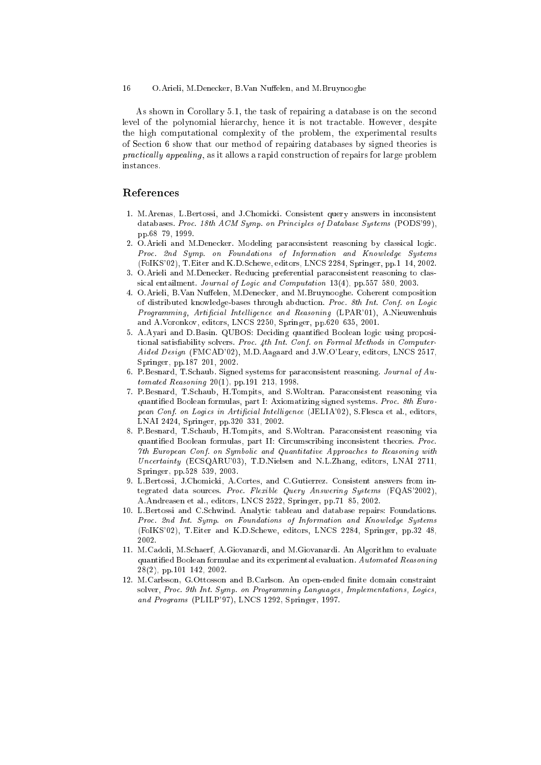As shown in Corollary 5.1, the task of repairing a database is on the second level of the polynomial hierarchy, hence it is not tractable. However, despite the high computational complexity of the problem, the experimental results of Section 6 show that our method of repairing databases by signed theories is *practically appealing*, as it allows a rapid construction of repairs for large problem instances.

## References

1. M.Arenas, L.Bertossi, and J.Chomicki. Consistent query answers in inconsistent databases. *Proc. 18th ACM Symp. on Principles of Database Systems* (PODS'99), pp.68 79, 1999.
2. O.Arieli and M.Denecker. Modeling paraconsistent reasoning by classical logic. *Proc. 2nd Symp. on Foundations of Information and Knowledge Systems* (FoIKS'02), T.Eiter and K.D.Schewe, editors, LNCS 2284, Springer, pp.1 14, 2002.
3. O.Arieli and M.Denecker. Reducing preferential paraconsistent reasoning to classical entailment. *Journal of Logic and Computation* 13(4), pp.557 580, 2003.
4. O.Arieli, B.Van Nuffelen, M.Denecker, and M.Bruynooghe. Coherent composition of distributed knowledge-bases through abduction. *Proc. 8th Int. Conf. on Logic Programming, Artificial Intelligence and Reasoning* (LPAR'01), A.Nieuwenhuis and A.Voronkov, editors, LNCS 2250, Springer, pp.620 635, 2001.
5. A.Ayari and D.Basin. QUBOS: Deciding quantified Boolean logic using propositional satisfiability solvers. *Proc. 4th Int. Conf. on Formal Methods in Computer-Aided Design* (FMCAD'02), M.D.Aagaard and J.W.O'Leary, editors, LNCS 2517, Springer, pp.187 201, 2002.
6. P.Besnard, T.Schaub. Signed systems for paraconsistent reasoning. *Journal of Automated Reasoning* 20(1), pp.191 213, 1998.
7. P.Besnard, T.Schaub, H.Tompits, and S.Woltran. Paraconsistent reasoning via quantified Boolean formulas, part I: Axiomatizing signed systems. *Proc. 8th European Conf. on Logics in Artificial Intelligence* (JELIA'02), S.Flesca et al., editors, LNAI 2424, Springer, pp.320 331, 2002.
8. P.Besnard, T.Schaub, H.Tompits, and S.Woltran. Paraconsistent reasoning via quantified Boolean formulas, part II: Circumscribing inconsistent theories. *Proc. 7th European Conf. on Symbolic and Quantitative Approaches to Reasoning with Uncertainty* (ECSQARU'03), T.D.Nielsen and N.L.Zhang, editors, LNAI 2711, Springer, pp.528 539, 2003.
9. L.Bertossi, J.Chomicki, A.Cortes, and C.Gutierrez. Consistent answers from integrated data sources. *Proc. Flexible Query Answering Systems* (FQAS'2002), A.Andreasen et al., editors, LNCS 2522, Springer, pp.71 85, 2002.
10. L.Bertossi and C.Schwind. Analytic tableau and database repairs: Foundations. *Proc. 2nd Int. Symp. on Foundations of Information and Knowledge Systems* (FoIKS'02), T.Eiter and K.D.Schewe, editors, LNCS 2284, Springer, pp.32 48, 2002.
11. M.Cadoli, M.Schaerf, A.Giovanardi, and M.Giovanardi. An Algorithm to evaluate quantified Boolean formulae and its experimental evaluation. *Automated Reasoning* 28(2), pp.101 142, 2002.
12. M.Carlsson, G.Ottosson and B.Carlson. An open-ended finite domain constraint solver, *Proc. 9th Int. Symp. on Programming Languages, Implementations, Logics, and Programs* (PLILP'97), LNCS 1292, Springer, 1997.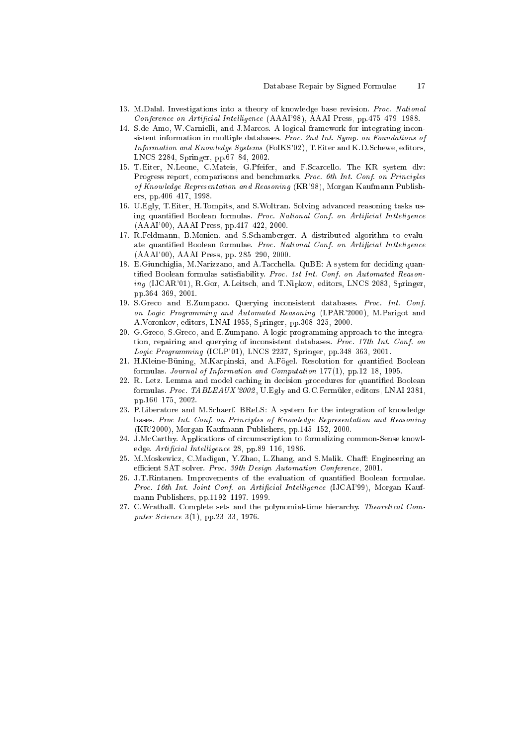13. M.Dalal. Investigations into a theory of knowledge base revision. *Proc. National Conference on Artificial Intelligence* (AAAI'98), AAAI Press, pp.475 479, 1988.
14. S.de Amo, W.Carnielli, and J.Marcos. A logical framework for integrating inconsistent information in multiple databases. *Proc. 2nd Int. Symp. on Foundations of Information and Knowledge Systems* (FoIKS'02), T.Eiter and K.D.Schewe, editors, LNCS 2284, Springer, pp.67 84, 2002.
15. T.Eiter, N.Leone, C.Mateis, G.Pfeifer, and F.Scarcello. The KR system dlv: Progress report, comparisons and benchmarks. *Proc. 6th Int. Conf. on Principles of Knowledge Representation and Reasoning* (KR'98), Morgan Kaufmann Publishers, pp.406 417, 1998.
16. U.Egly, T.Eiter, H.Tompits, and S.Woltran. Solving advanced reasoning tasks using quantified Boolean formulas. *Proc. National Conf. on Artificial Intteligence* (AAAI'00), AAAI Press, pp.417 422, 2000.
17. R.Feldmann, B.Monien, and S.Schamberger. A distributed algorithm to evaluate quantified Boolean formulae. *Proc. National Conf. on Artificial Intteligence* (AAAI'00), AAAI Press, pp. 285 290, 2000.
18. E.Giunchiglia, M.Narizzano, and A.Tacchella. QuBE: A system for deciding quantified Boolean formulas satisfiability. *Proc. 1st Int. Conf. on Automated Reasoning* (IJCAR'01), R.Gor, A.Leitsch, and T.Nipkow, editors, LNCS 2083, Springer, pp.364 369, 2001.
19. S.Greco and E.Zumpano. Querying inconsistent databases. *Proc. Int. Conf. on Logic Programming and Automated Reasoning* (LPAR'2000), M.Parigot and A.Voronkov, editors, LNAI 1955, Springer, pp.308 325, 2000.
20. G.Greco, S.Greco, and E.Zumpano. A logic programming approach to the integration, repairing and querying of inconsistent databases. *Proc. 17th Int. Conf. on Logic Programming* (ICLP'01), LNCS 2237, Springer, pp.348 363, 2001.
21. H.Kleine-Büning, M.Karpinski, and A.Fögel. Resolution for quantified Boolean formulas. *Journal of Information and Computation* 177(1), pp.12 18, 1995.
22. R. Letz. Lemma and model caching in decision procedures for quantified Boolean formulas. *Proc. TABLEAUX'2002*, U.Egly and G.C.Fermüler, editors, LNAI 2381, pp.160 175, 2002.
23. P.Liberatore and M.Schaerf. BReLS: A system for the integration of knowledge bases. *Proc Int. Conf. on Principles of Knowledge Representation and Reasoning* (KR'2000), Morgan Kaufmann Publishers, pp.145 152, 2000.
24. J.McCarthy. Applications of circumscription to formalizing common-Sense knowledge. *Artificial Intelligence* 28, pp.89 116, 1986.
25. M.Moskewicz, C.Madigan, Y.Zhao, L.Zhang, and S.Malik. Chaff: Engineering an efficient SAT solver. *Proc. 39th Design Automation Conference*, 2001.
26. J.T.Rintanen. Improvements of the evaluation of quantified Boolean formulae. *Proc. 16th Int. Joint Conf. on Artificial Intelligence* (IJCAI'99), Morgan Kaufmann Publishers, pp.1192 1197. 1999.
27. C.Wrathall. Complete sets and the polynomial-time hierarchy. *Theoretical Computer Science* 3(1), pp.23 33, 1976.